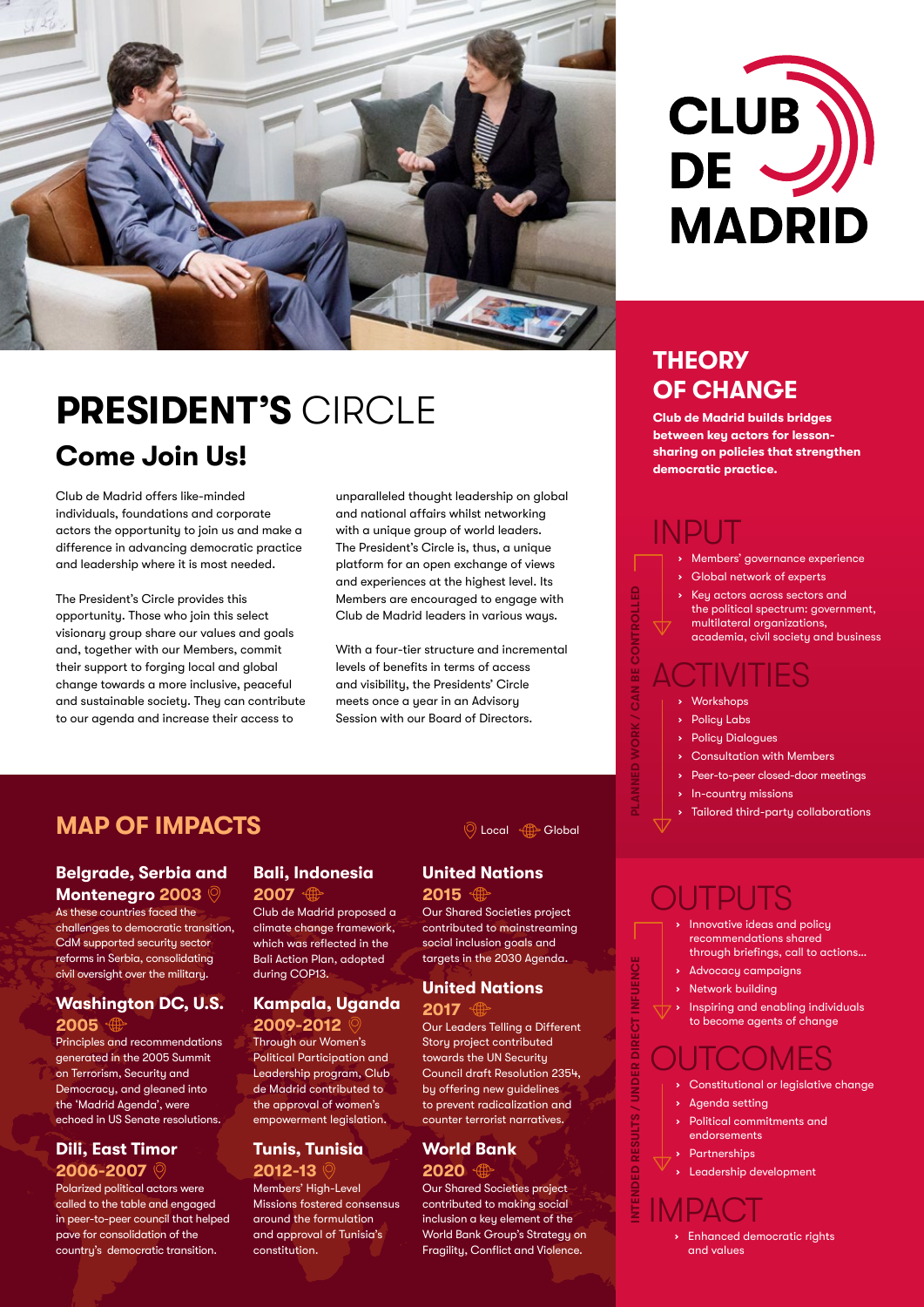# CLUB DE MADRID

# PRESIDENT'S CIRCLE

## Come Join Us!

Club de Madrid offers like-minded individuals, foundations and corporate actors the opportunity to join us and make a difference in advancing democratic practice and leadership where it is most needed.

The President's Circle provides this opportunity. Those who join this select visionary group share our values and goals and, together with our Members, commit their support to forging local and global change towards a more inclusive, peaceful and sustainable society. They can contribute to our agenda and increase their access to unparalleled thought leadership on global and national affairs whilst networking with a unique group of world leaders. The President's Circle is, thus, a unique platform for an open exchange of views and experiences at the highest level. Its Members are encouraged to engage with Club de Madrid leaders in various ways.

With a four-tier structure and incremental levels of benefits in terms of access and visibility, the Presidents' Circle meets once a year in an Advisory Session with our Board of Directors.

## THEORY OF CHANGE

**Club de Madrid builds bridges between key actors for lesson-sharing on policies that strengthen democratic practice.**

*PLANNED WORK / CAN BE CONTROLLED*

### INPUT

- Members' governance experience
- Global network of experts
- Key actors across sectors and the political spectrum: government, multilateral organizations, academia, civil society and business

### ACTIVITIES

- Workshops
- Policy Labs
- Policy Dialogues
- Consultation with Members
- Peer-to-peer closed-door meetings
- In-country missions
- Tailored third-party collaborations

*INTENDED RESULTS / UNDER DIRECT INFUENCE*

### OUTPUTS

- Innovative ideas and policy recommendations shared through briefings, call to actions...
- Advocacy campaigns
- Network building
- Inspiring and enabling individuals to become agents of change

### OUTCOMES

- Constitutional or legislative change
- Agenda setting
- Political commitments and endorsements
- Partnerships
- Leadership development

### IMPACT

- Enhanced democratic rights and values

## MAP OF IMPACTS

Local / Global

### Belgrade, Serbia and Montenegro 2003 (Local)

As these countries faced the challenges to democratic transition, CdM supported security sector reforms in Serbia, consolidating civil oversight over the military.

### Washington DC, U.S. 2005 (Global)

Principles and recommendations generated in the 2005 Summit on Terrorism, Security and Democracy, and gleaned into the 'Madrid Agenda', were echoed in US Senate resolutions.

### Dili, East Timor 2006-2007 (Local)

Polarized political actors were called to the table and engaged in peer-to-peer council that helped pave for consolidation of the country's democratic transition.

### Bali, Indonesia 2007 (Global)

Club de Madrid proposed a climate change framework, which was reflected in the Bali Action Plan, adopted during COP13.

### Kampala, Uganda 2009-2012 (Local)

Through our Women's Political Participation and Leadership program, Club de Madrid contributed to the approval of women's empowerment legislation.

### Tunis, Tunisia 2012-13 (Local)

Members' High-Level Missions fostered consensus around the formulation and approval of Tunisia's constitution.

### United Nations 2015 (Global)

Our Shared Societies project contributed to mainstreaming social inclusion goals and targets in the 2030 Agenda.

### United Nations 2017 (Global)

Our Leaders Telling a Different Story project contributed towards the UN Security Council draft Resolution 2354, by offering new guidelines to prevent radicalization and counter terrorist narratives.

### World Bank 2020 (Global)

Our Shared Societies project contributed to making social inclusion a key element of the World Bank Group's Strategy on Fragility, Conflict and Violence.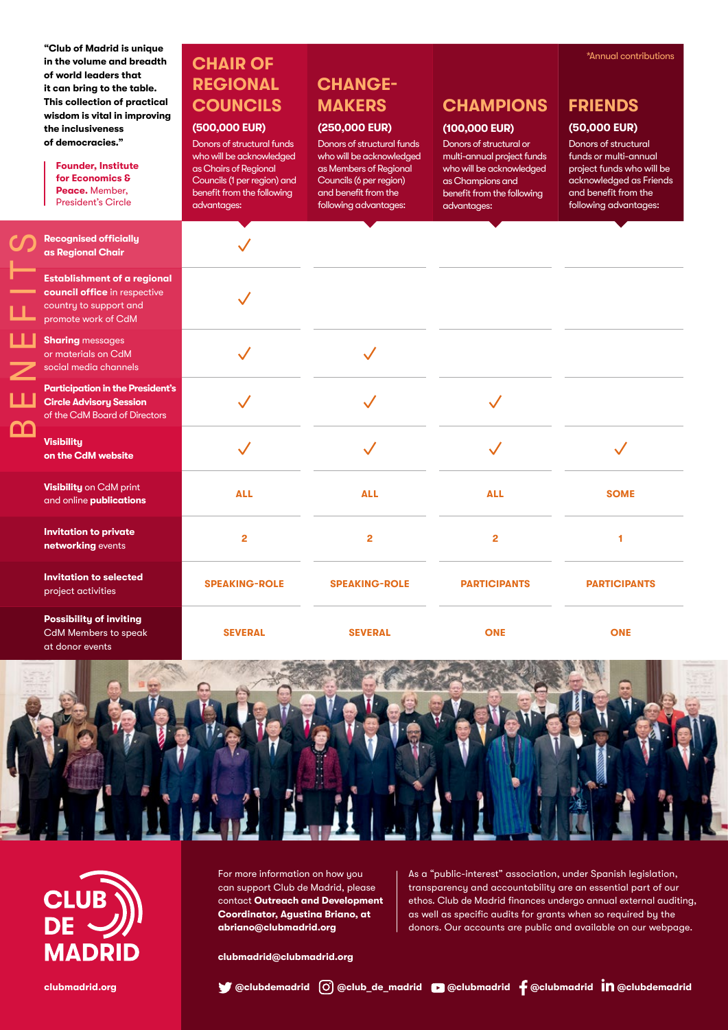> **"Club of Madrid is unique in the volume and breadth of world leaders that it can bring to the table. This collection of practical wisdom is vital in improving the inclusiveness of democracies."**
>
> **Founder, Institute for Economics & Peace.** Member, President's Circle

*Annual contributions

| BENEFITS | CHAIR OF REGIONAL COUNCILS (500,000 EUR) Donors of structural funds who will be acknowledged as Chairs of Regional Councils (1 per region) and benefit from the following advantages: | CHANGE-MAKERS (250,000 EUR) Donors of structural funds who will be acknowledged as Members of Regional Councils (6 per region) and benefit from the following advantages: | CHAMPIONS (100,000 EUR) Donors of structural or multi-annual project funds who will be acknowledged as Champions and benefit from the following advantages: | FRIENDS (50,000 EUR) Donors of structural funds or multi-annual project funds who will be acknowledged as Friends and benefit from the following advantages: |
|---|---|---|---|---|
| **Recognised officially as Regional Chair** | ✓ | | | |
| **Establishment of a regional council office** in respective country to support and promote work of CdM | ✓ | | | |
| **Sharing** messages or materials on CdM social media channels | ✓ | ✓ | | |
| **Participation in the President's Circle Advisory Session** of the CdM Board of Directors | ✓ | ✓ | ✓ | |
| **Visibility on the CdM website** | ✓ | ✓ | ✓ | ✓ |
| **Visibility** on CdM print and online **publications** | ALL | ALL | ALL | SOME |
| **Invitation to private networking** events | 2 | 2 | 2 | 1 |
| **Invitation to selected** project activities | SPEAKING-ROLE | SPEAKING-ROLE | PARTICIPANTS | PARTICIPANTS |
| **Possibility of inviting** CdM Members to speak at donor events | SEVERAL | SEVERAL | ONE | ONE |

**CLUB DE MADRID**

**clubmadrid.org**

For more information on how you can support Club de Madrid, please contact **Outreach and Development Coordinator, Agustina Briano, at abriano@clubmadrid.org**

**clubmadrid@clubmadrid.org**

As a "public-interest" association, under Spanish legislation, transparency and accountability are an essential part of our ethos. Club de Madrid finances undergo annual external auditing, as well as specific audits for grants when so required by the donors. Our accounts are public and available on our webpage.

**@clubdemadrid** **@club_de_madrid** **@clubmadrid** **@clubmadrid** **@clubdemadrid**